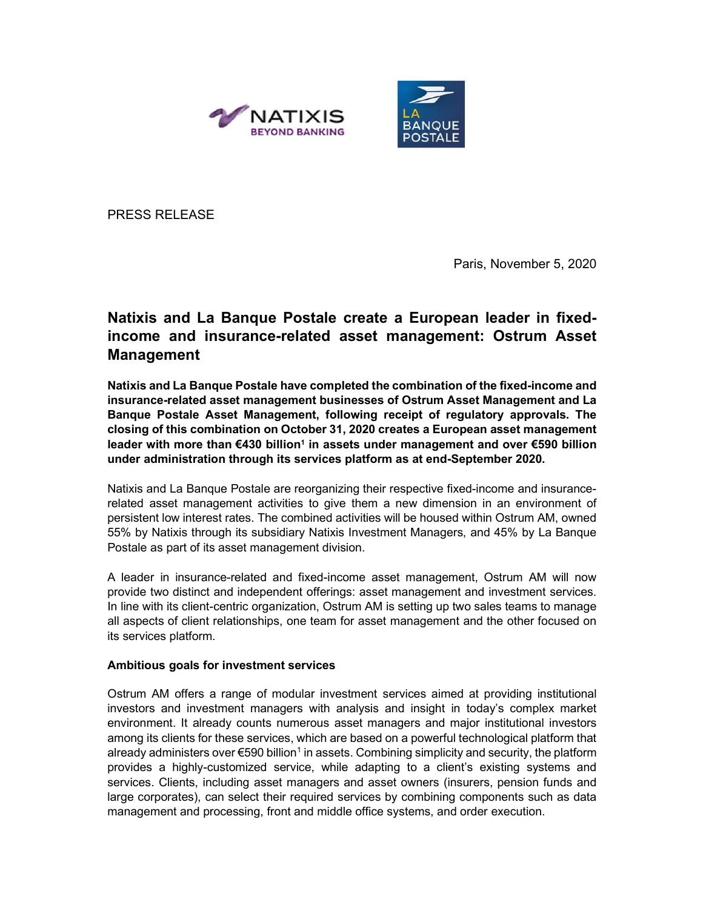PRESS RELEASE

Paris, November 5, 2020

# Natixis and La Banque Postale create a European leader in fixed-income and insurance-related asset management: Ostrum Asset Management

**Natixis and La Banque Postale have completed the combination of the fixed-income and insurance-related asset management businesses of Ostrum Asset Management and La Banque Postale Asset Management, following receipt of regulatory approvals. The closing of this combination on October 31, 2020 creates a European asset management leader with more than €430 billion[1] in assets under management and over €590 billion under administration through its services platform as at end-September 2020.**

Natixis and La Banque Postale are reorganizing their respective fixed-income and insurance-related asset management activities to give them a new dimension in an environment of persistent low interest rates. The combined activities will be housed within Ostrum AM, owned 55% by Natixis through its subsidiary Natixis Investment Managers, and 45% by La Banque Postale as part of its asset management division.

A leader in insurance-related and fixed-income asset management, Ostrum AM will now provide two distinct and independent offerings: asset management and investment services. In line with its client-centric organization, Ostrum AM is setting up two sales teams to manage all aspects of client relationships, one team for asset management and the other focused on its services platform.

**Ambitious goals for investment services**

Ostrum AM offers a range of modular investment services aimed at providing institutional investors and investment managers with analysis and insight in today's complex market environment. It already counts numerous asset managers and major institutional investors among its clients for these services, which are based on a powerful technological platform that already administers over €590 billion[1] in assets. Combining simplicity and security, the platform provides a highly-customized service, while adapting to a client's existing systems and services. Clients, including asset managers and asset owners (insurers, pension funds and large corporates), can select their required services by combining components such as data management and processing, front and middle office systems, and order execution.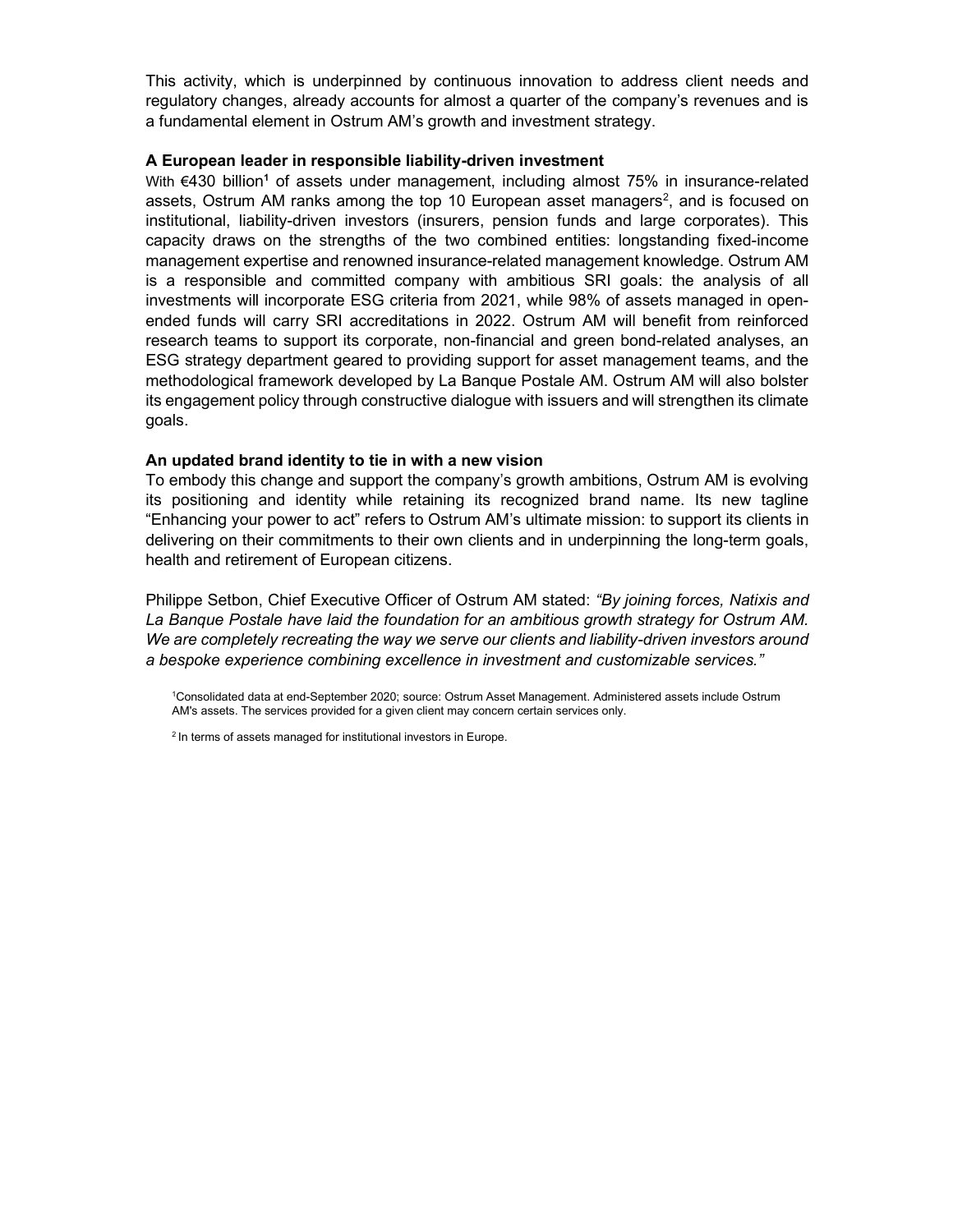This activity, which is underpinned by continuous innovation to address client needs and regulatory changes, already accounts for almost a quarter of the company's revenues and is a fundamental element in Ostrum AM's growth and investment strategy.

**A European leader in responsible liability-driven investment**

With €430 billion[1] of assets under management, including almost 75% in insurance-related assets, Ostrum AM ranks among the top 10 European asset managers[2], and is focused on institutional, liability-driven investors (insurers, pension funds and large corporates). This capacity draws on the strengths of the two combined entities: longstanding fixed-income management expertise and renowned insurance-related management knowledge. Ostrum AM is a responsible and committed company with ambitious SRI goals: the analysis of all investments will incorporate ESG criteria from 2021, while 98% of assets managed in open-ended funds will carry SRI accreditations in 2022. Ostrum AM will benefit from reinforced research teams to support its corporate, non-financial and green bond-related analyses, an ESG strategy department geared to providing support for asset management teams, and the methodological framework developed by La Banque Postale AM. Ostrum AM will also bolster its engagement policy through constructive dialogue with issuers and will strengthen its climate goals.

**An updated brand identity to tie in with a new vision**

To embody this change and support the company's growth ambitions, Ostrum AM is evolving its positioning and identity while retaining its recognized brand name. Its new tagline "Enhancing your power to act" refers to Ostrum AM's ultimate mission: to support its clients in delivering on their commitments to their own clients and in underpinning the long-term goals, health and retirement of European citizens.

Philippe Setbon, Chief Executive Officer of Ostrum AM stated: *"By joining forces, Natixis and La Banque Postale have laid the foundation for an ambitious growth strategy for Ostrum AM. We are completely recreating the way we serve our clients and liability-driven investors around a bespoke experience combining excellence in investment and customizable services."*

[1]Consolidated data at end-September 2020; source: Ostrum Asset Management. Administered assets include Ostrum AM's assets. The services provided for a given client may concern certain services only.

[2] In terms of assets managed for institutional investors in Europe.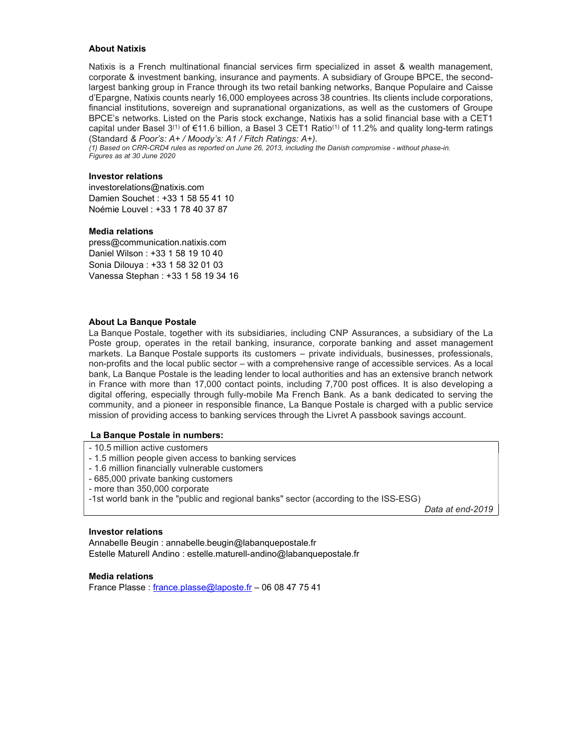**About Natixis**

Natixis is a French multinational financial services firm specialized in asset & wealth management, corporate & investment banking, insurance and payments. A subsidiary of Groupe BPCE, the second-largest banking group in France through its two retail banking networks, Banque Populaire and Caisse d'Epargne, Natixis counts nearly 16,000 employees across 38 countries. Its clients include corporations, financial institutions, sovereign and supranational organizations, as well as the customers of Groupe BPCE's networks. Listed on the Paris stock exchange, Natixis has a solid financial base with a CET1 capital under Basel 3[(1)] of €11.6 billion, a Basel 3 CET1 Ratio[(1)] of 11.2% and quality long-term ratings (Standard *& Poor's: A+ / Moody's: A1 / Fitch Ratings: A+).*

*(1) Based on CRR-CRD4 rules as reported on June 26, 2013, including the Danish compromise - without phase-in.*
*Figures as at 30 June 2020*

**Investor relations**
investorelations@natixis.com
Damien Souchet : +33 1 58 55 41 10
Noémie Louvel : +33 1 78 40 37 87

**Media relations**
press@communication.natixis.com
Daniel Wilson : +33 1 58 19 10 40
Sonia Dilouya : +33 1 58 32 01 03
Vanessa Stephan : +33 1 58 19 34 16

**About La Banque Postale**

La Banque Postale, together with its subsidiaries, including CNP Assurances, a subsidiary of the La Poste group, operates in the retail banking, insurance, corporate banking and asset management markets. La Banque Postale supports its customers – private individuals, businesses, professionals, non-profits and the local public sector – with a comprehensive range of accessible services. As a local bank, La Banque Postale is the leading lender to local authorities and has an extensive branch network in France with more than 17,000 contact points, including 7,700 post offices. It is also developing a digital offering, especially through fully-mobile Ma French Bank. As a bank dedicated to serving the community, and a pioneer in responsible finance, La Banque Postale is charged with a public service mission of providing access to banking services through the Livret A passbook savings account.

**La Banque Postale in numbers:**

- 10.5 million active customers
- 1.5 million people given access to banking services
- 1.6 million financially vulnerable customers
- 685,000 private banking customers
- more than 350,000 corporate
- 1st world bank in the "public and regional banks" sector (according to the ISS-ESG)

*Data at end-2019*

**Investor relations**
Annabelle Beugin : annabelle.beugin@labanquepostale.fr
Estelle Maturell Andino : estelle.maturell-andino@labanquepostale.fr

**Media relations**
France Plasse : france.plasse@laposte.fr – 06 08 47 75 41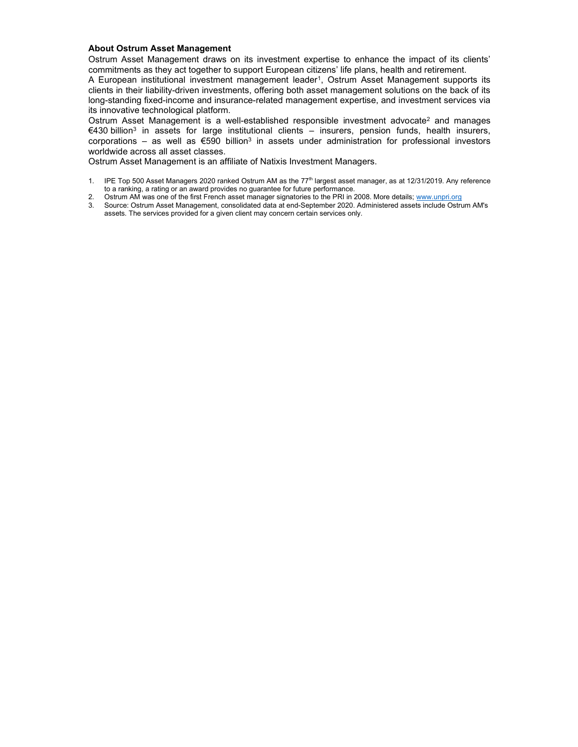**About Ostrum Asset Management**

Ostrum Asset Management draws on its investment expertise to enhance the impact of its clients' commitments as they act together to support European citizens' life plans, health and retirement.

A European institutional investment management leader[1], Ostrum Asset Management supports its clients in their liability-driven investments, offering both asset management solutions on the back of its long-standing fixed-income and insurance-related management expertise, and investment services via its innovative technological platform.

Ostrum Asset Management is a well-established responsible investment advocate[2] and manages €430 billion[3] in assets for large institutional clients – insurers, pension funds, health insurers, corporations – as well as €590 billion[3] in assets under administration for professional investors worldwide across all asset classes.

Ostrum Asset Management is an affiliate of Natixis Investment Managers.

1. IPE Top 500 Asset Managers 2020 ranked Ostrum AM as the 77th largest asset manager, as at 12/31/2019. Any reference to a ranking, a rating or an award provides no guarantee for future performance.
2. Ostrum AM was one of the first French asset manager signatories to the PRI in 2008. More details; www.unpri.org
3. Source: Ostrum Asset Management, consolidated data at end-September 2020. Administered assets include Ostrum AM's assets. The services provided for a given client may concern certain services only.